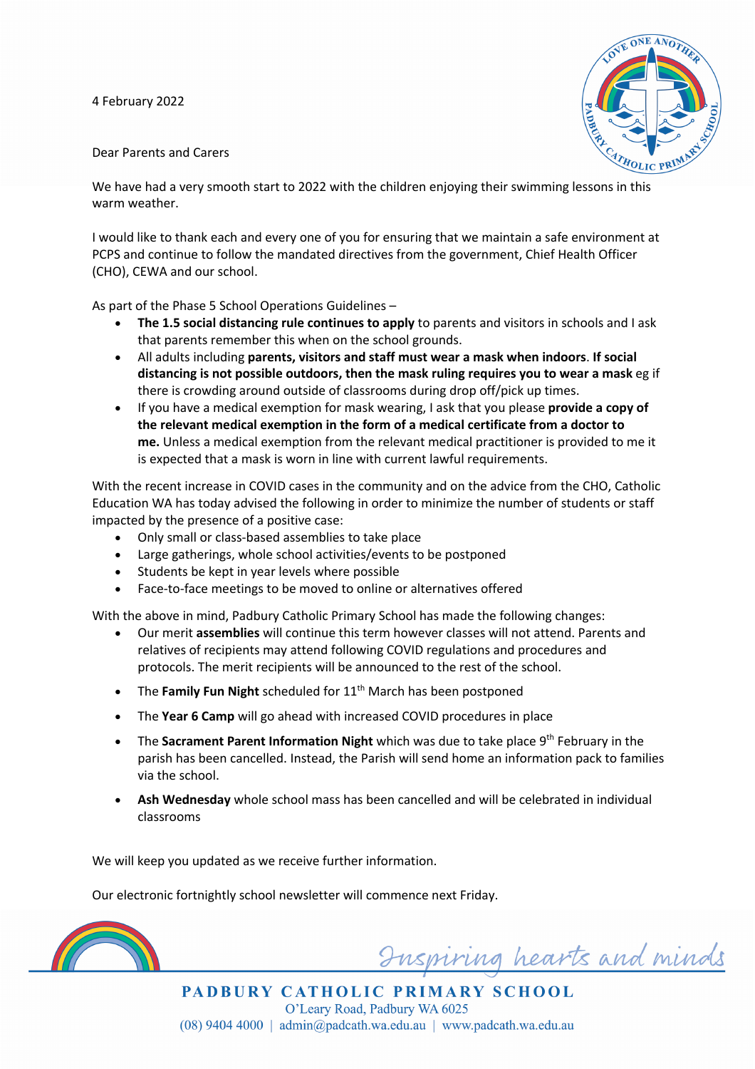4 February 2022

Dear Parents and Carers

We have had a very smooth start to 2022 with the children enjoying their swimming lessons in this warm weather.

I would like to thank each and every one of you for ensuring that we maintain a safe environment at PCPS and continue to follow the mandated directives from the government, Chief Health Officer (CHO), CEWA and our school.

As part of the Phase 5 School Operations Guidelines –

- **The 1.5 social distancing rule continues to apply** to parents and visitors in schools and I ask that parents remember this when on the school grounds.
- All adults including **parents, visitors and staff must wear a mask when indoors**. **If social distancing is not possible outdoors, then the mask ruling requires you to wear a mask** eg if there is crowding around outside of classrooms during drop off/pick up times.
- If you have a medical exemption for mask wearing, I ask that you please **provide a copy of the relevant medical exemption in the form of a medical certificate from a doctor to me.** Unless a medical exemption from the relevant medical practitioner is provided to me it is expected that a mask is worn in line with current lawful requirements.

With the recent increase in COVID cases in the community and on the advice from the CHO, Catholic Education WA has today advised the following in order to minimize the number of students or staff impacted by the presence of a positive case:

- Only small or class-based assemblies to take place
- Large gatherings, whole school activities/events to be postponed
- Students be kept in year levels where possible
- Face-to-face meetings to be moved to online or alternatives offered

With the above in mind, Padbury Catholic Primary School has made the following changes:

- Our merit **assemblies** will continue this term however classes will not attend. Parents and relatives of recipients may attend following COVID regulations and procedures and protocols. The merit recipients will be announced to the rest of the school.
- The **Family Fun Night** scheduled for 11th March has been postponed
- The **Year 6 Camp** will go ahead with increased COVID procedures in place
- The **Sacrament Parent Information Night** which was due to take place 9th February in the parish has been cancelled. Instead, the Parish will send home an information pack to families via the school.
- **Ash Wednesday** whole school mass has been cancelled and will be celebrated in individual classrooms

We will keep you updated as we receive further information.

Our electronic fortnightly school newsletter will commence next Friday.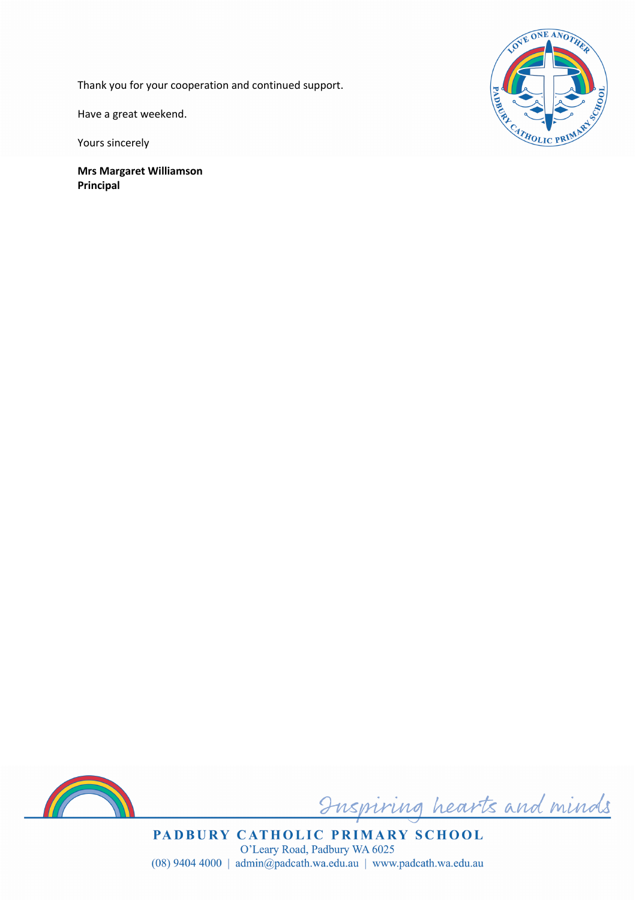Thank you for your cooperation and continued support.

Have a great weekend.

Yours sincerely

**Mrs Margaret Williamson**
**Principal**